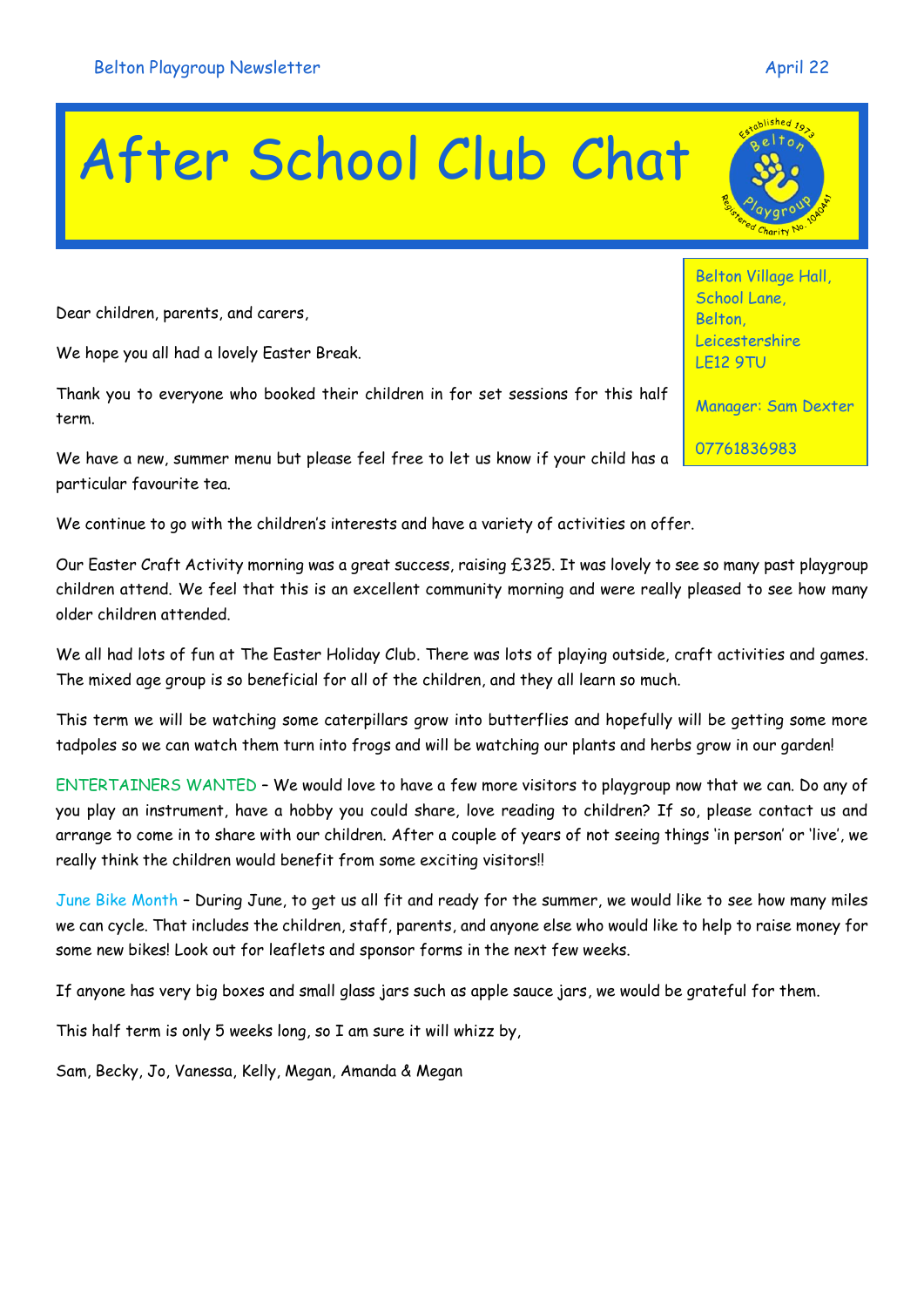# After School Club Chat

Belton Village Hall,
School Lane,
Belton,
Leicestershire
LE12 9TU

Manager: Sam Dexter

07761836983

Dear children, parents, and carers,

We hope you all had a lovely Easter Break.

Thank you to everyone who booked their children in for set sessions for this half term.

We have a new, summer menu but please feel free to let us know if your child has a particular favourite tea.

We continue to go with the children's interests and have a variety of activities on offer.

Our Easter Craft Activity morning was a great success, raising £325. It was lovely to see so many past playgroup children attend. We feel that this is an excellent community morning and were really pleased to see how many older children attended.

We all had lots of fun at The Easter Holiday Club. There was lots of playing outside, craft activities and games. The mixed age group is so beneficial for all of the children, and they all learn so much.

This term we will be watching some caterpillars grow into butterflies and hopefully will be getting some more tadpoles so we can watch them turn into frogs and will be watching our plants and herbs grow in our garden!

ENTERTAINERS WANTED – We would love to have a few more visitors to playgroup now that we can. Do any of you play an instrument, have a hobby you could share, love reading to children? If so, please contact us and arrange to come in to share with our children. After a couple of years of not seeing things 'in person' or 'live', we really think the children would benefit from some exciting visitors!!

June Bike Month – During June, to get us all fit and ready for the summer, we would like to see how many miles we can cycle. That includes the children, staff, parents, and anyone else who would like to help to raise money for some new bikes! Look out for leaflets and sponsor forms in the next few weeks.

If anyone has very big boxes and small glass jars such as apple sauce jars, we would be grateful for them.

This half term is only 5 weeks long, so I am sure it will whizz by,

Sam, Becky, Jo, Vanessa, Kelly, Megan, Amanda & Megan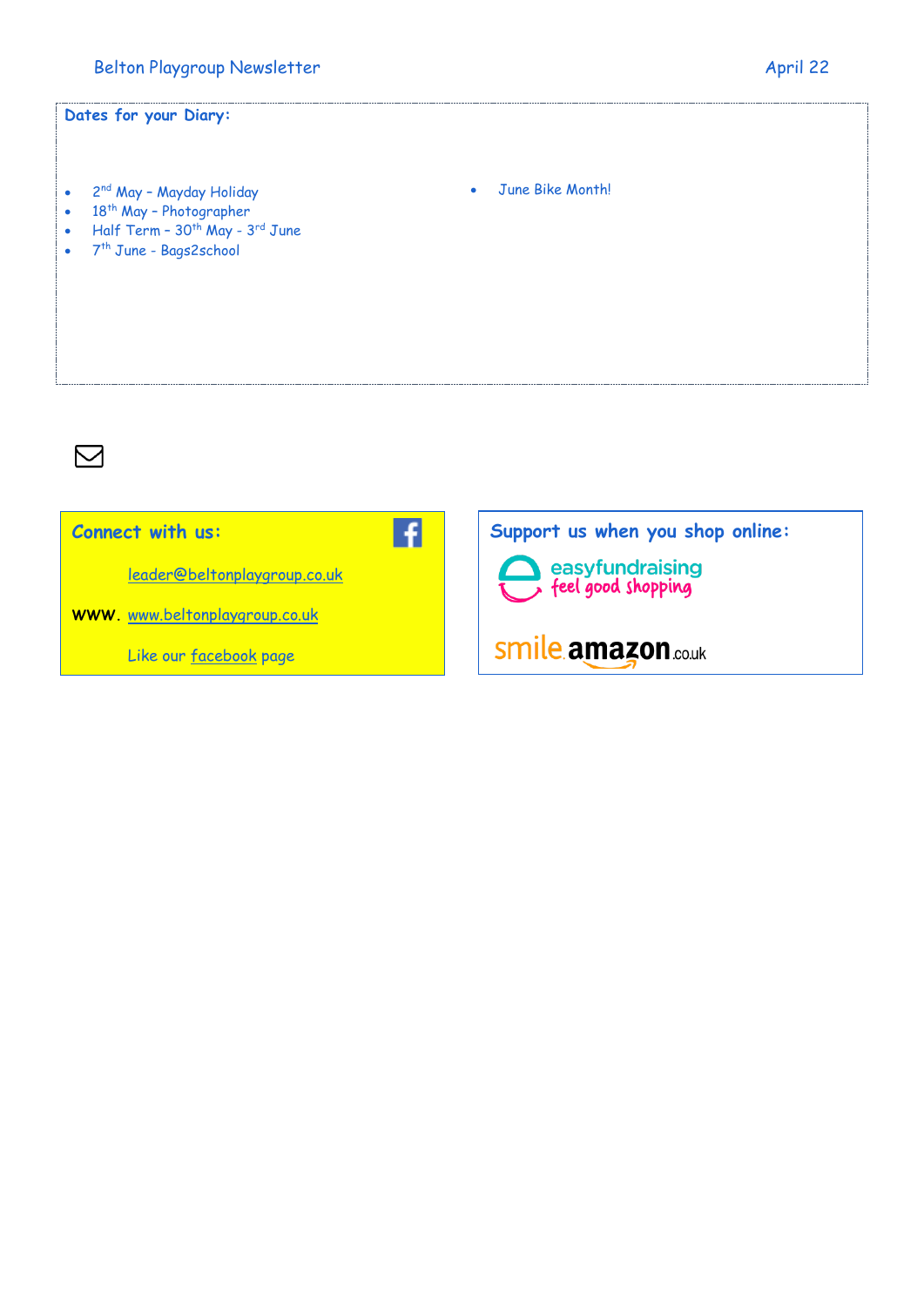**Dates for your Diary:**

- 2nd May – Mayday Holiday
- 18th May – Photographer
- Half Term – 30th May - 3rd June
- 7th June - Bags2school
- June Bike Month!

**Connect with us:**

leader@beltonplaygroup.co.uk

www. www.beltonplaygroup.co.uk

Like our facebook page

**Support us when you shop online:**

easyfundraising feel good shopping

smile.amazon.co.uk